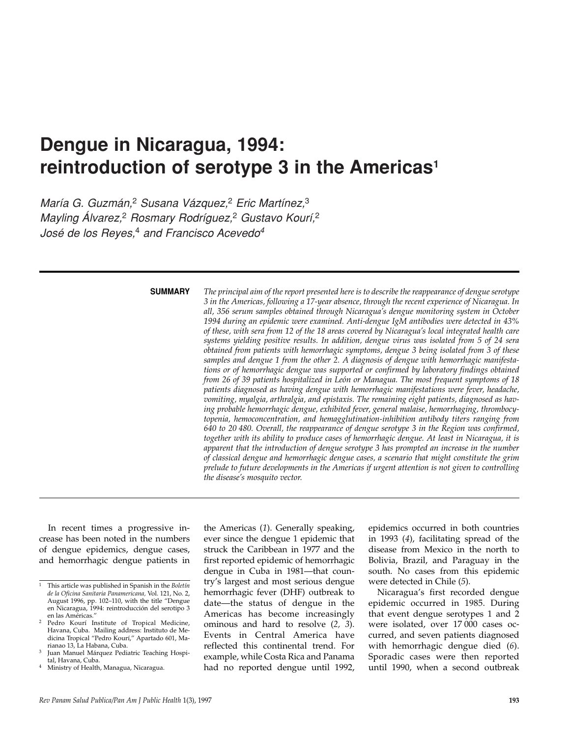# Dengue in Nicaragua, 1994: reintroduction of serotype 3 in the Americas[1]

*María G. Guzmán,[2] Susana Vázquez,[2] Eric Martínez,[3] Mayling Álvarez,[2] Rosmary Rodríguez,[2] Gustavo Kourí,[2] José de los Reyes,[4] and Francisco Acevedo[4]*

---

**SUMMARY** *The principal aim of the report presented here is to describe the reappearance of dengue serotype 3 in the Americas, following a 17-year absence, through the recent experience of Nicaragua. In all, 356 serum samples obtained through Nicaragua's dengue monitoring system in October 1994 during an epidemic were examined. Anti-dengue IgM antibodies were detected in 43% of these, with sera from 12 of the 18 areas covered by Nicaragua's local integrated health care systems yielding positive results. In addition, dengue virus was isolated from 5 of 24 sera obtained from patients with hemorrhagic symptoms, dengue 3 being isolated from 3 of these samples and dengue 1 from the other 2. A diagnosis of dengue with hemorrhagic manifestations or of hemorrhagic dengue was supported or confirmed by laboratory findings obtained from 26 of 39 patients hospitalized in León or Managua. The most frequent symptoms of 18 patients diagnosed as having dengue with hemorrhagic manifestations were fever, headache, vomiting, myalgia, arthralgia, and epistaxis. The remaining eight patients, diagnosed as having probable hemorrhagic dengue, exhibited fever, general malaise, hemorrhaging, thrombocytopenia, hemoconcentration, and hemagglutination-inhibition antibody titers ranging from 640 to 20 480. Overall, the reappearance of dengue serotype 3 in the Region was confirmed, together with its ability to produce cases of hemorrhagic dengue. At least in Nicaragua, it is apparent that the introduction of dengue serotype 3 has prompted an increase in the number of classical dengue and hemorrhagic dengue cases, a scenario that might constitute the grim prelude to future developments in the Americas if urgent attention is not given to controlling the disease's mosquito vector.*

---

In recent times a progressive increase has been noted in the numbers of dengue epidemics, dengue cases, and hemorrhagic dengue patients in the Americas (*1*). Generally speaking, ever since the dengue 1 epidemic that struck the Caribbean in 1977 and the first reported epidemic of hemorrhagic dengue in Cuba in 1981—that country's largest and most serious dengue hemorrhagic fever (DHF) outbreak to date—the status of dengue in the Americas has become increasingly ominous and hard to resolve (*2, 3*). Events in Central America have reflected this continental trend. For example, while Costa Rica and Panama had no reported dengue until 1992, epidemics occurred in both countries in 1993 (*4*), facilitating spread of the disease from Mexico in the north to Bolivia, Brazil, and Paraguay in the south. No cases from this epidemic were detected in Chile (*5*).

Nicaragua's first recorded dengue epidemic occurred in 1985. During that event dengue serotypes 1 and 2 were isolated, over 17 000 cases occurred, and seven patients diagnosed with hemorrhagic dengue died (*6*). Sporadic cases were then reported until 1990, when a second outbreak

---

[1] This article was published in Spanish in the *Boletín de la Oficina Sanitaria Panamericana*, Vol. 121, No. 2, August 1996, pp. 102–110, with the title "Dengue en Nicaragua, 1994: reintroducción del serotipo 3 en las Américas."

[2] Pedro Kourí Institute of Tropical Medicine, Havana, Cuba. Mailing address: Instituto de Medicina Tropical "Pedro Kourí," Apartado 601, Marianao 13, La Habana, Cuba.

[3] Juan Manuel Márquez Pediatric Teaching Hospital, Havana, Cuba.

[4] Ministry of Health, Managua, Nicaragua.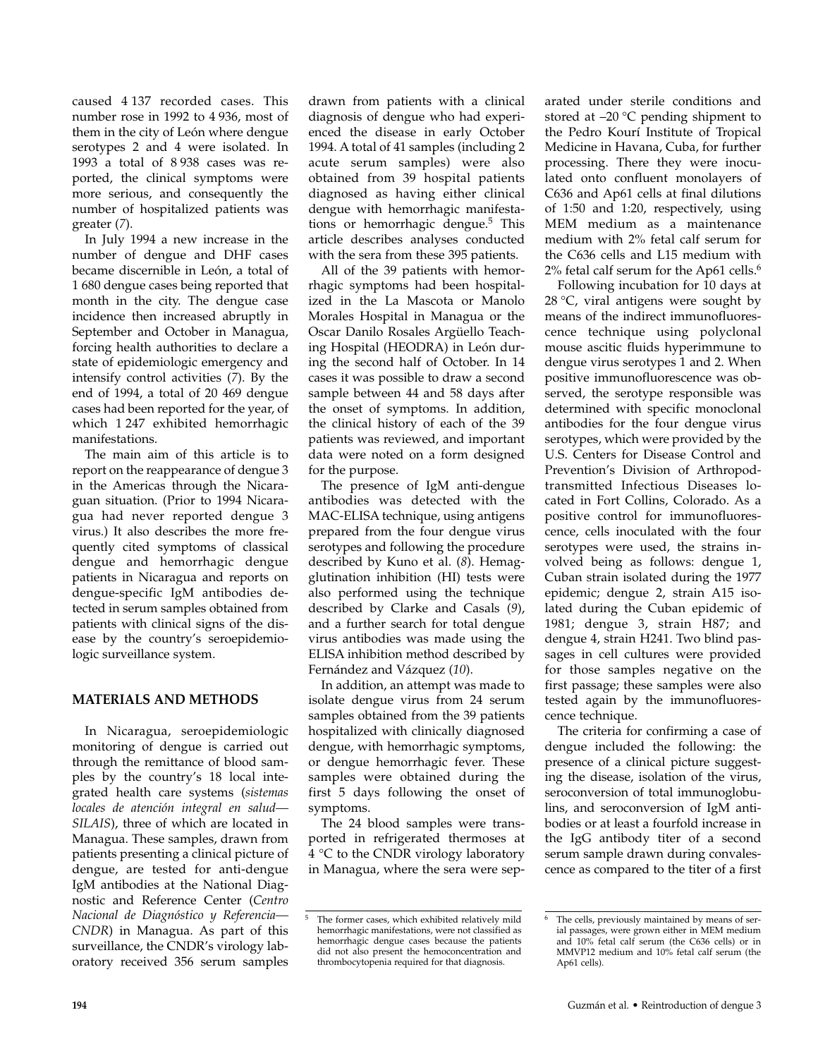caused 4 137 recorded cases. This number rose in 1992 to 4 936, most of them in the city of León where dengue serotypes 2 and 4 were isolated. In 1993 a total of 8 938 cases was reported, the clinical symptoms were more serious, and consequently the number of hospitalized patients was greater (*7*).

In July 1994 a new increase in the number of dengue and DHF cases became discernible in León, a total of 1 680 dengue cases being reported that month in the city. The dengue case incidence then increased abruptly in September and October in Managua, forcing health authorities to declare a state of epidemiologic emergency and intensify control activities (*7*). By the end of 1994, a total of 20 469 dengue cases had been reported for the year, of which 1 247 exhibited hemorrhagic manifestations.

The main aim of this article is to report on the reappearance of dengue 3 in the Americas through the Nicaraguan situation. (Prior to 1994 Nicaragua had never reported dengue 3 virus.) It also describes the more frequently cited symptoms of classical dengue and hemorrhagic dengue patients in Nicaragua and reports on dengue-specific IgM antibodies detected in serum samples obtained from patients with clinical signs of the disease by the country's seroepidemiologic surveillance system.

## MATERIALS AND METHODS

In Nicaragua, seroepidemiologic monitoring of dengue is carried out through the remittance of blood samples by the country's 18 local integrated health care systems (*sistemas locales de atención integral en salud—SILAIS*), three of which are located in Managua. These samples, drawn from patients presenting a clinical picture of dengue, are tested for anti-dengue IgM antibodies at the National Diagnostic and Reference Center (*Centro Nacional de Diagnóstico y Referencia—CNDR*) in Managua. As part of this surveillance, the CNDR's virology laboratory received 356 serum samples drawn from patients with a clinical diagnosis of dengue who had experienced the disease in early October 1994. A total of 41 samples (including 2 acute serum samples) were also obtained from 39 hospital patients diagnosed as having either clinical dengue with hemorrhagic manifestations or hemorrhagic dengue.[5] This article describes analyses conducted with the sera from these 395 patients.

All of the 39 patients with hemorrhagic symptoms had been hospitalized in the La Mascota or Manolo Morales Hospital in Managua or the Oscar Danilo Rosales Argüello Teaching Hospital (HEODRA) in León during the second half of October. In 14 cases it was possible to draw a second sample between 44 and 58 days after the onset of symptoms. In addition, the clinical history of each of the 39 patients was reviewed, and important data were noted on a form designed for the purpose.

The presence of IgM anti-dengue antibodies was detected with the MAC-ELISA technique, using antigens prepared from the four dengue virus serotypes and following the procedure described by Kuno et al. (*8*). Hemagglutination inhibition (HI) tests were also performed using the technique described by Clarke and Casals (*9*), and a further search for total dengue virus antibodies was made using the ELISA inhibition method described by Fernández and Vázquez (*10*).

In addition, an attempt was made to isolate dengue virus from 24 serum samples obtained from the 39 patients hospitalized with clinically diagnosed dengue, with hemorrhagic symptoms, or dengue hemorrhagic fever. These samples were obtained during the first 5 days following the onset of symptoms.

The 24 blood samples were transported in refrigerated thermoses at 4 °C to the CNDR virology laboratory in Managua, where the sera were separated under sterile conditions and stored at –20 °C pending shipment to the Pedro Kourí Institute of Tropical Medicine in Havana, Cuba, for further processing. There they were inoculated onto confluent monolayers of C636 and Ap61 cells at final dilutions of 1:50 and 1:20, respectively, using MEM medium as a maintenance medium with 2% fetal calf serum for the C636 cells and L15 medium with 2% fetal calf serum for the Ap61 cells.[6]

Following incubation for 10 days at 28 °C, viral antigens were sought by means of the indirect immunofluorescence technique using polyclonal mouse ascitic fluids hyperimmune to dengue virus serotypes 1 and 2. When positive immunofluorescence was observed, the serotype responsible was determined with specific monoclonal antibodies for the four dengue virus serotypes, which were provided by the U.S. Centers for Disease Control and Prevention's Division of Arthropod-transmitted Infectious Diseases located in Fort Collins, Colorado. As a positive control for immunofluorescence, cells inoculated with the four serotypes were used, the strains involved being as follows: dengue 1, Cuban strain isolated during the 1977 epidemic; dengue 2, strain A15 isolated during the Cuban epidemic of 1981; dengue 3, strain H87; and dengue 4, strain H241. Two blind passages in cell cultures were provided for those samples negative on the first passage; these samples were also tested again by the immunofluorescence technique.

The criteria for confirming a case of dengue included the following: the presence of a clinical picture suggesting the disease, isolation of the virus, seroconversion of total immunoglobulins, and seroconversion of IgM antibodies or at least a fourfold increase in the IgG antibody titer of a second serum sample drawn during convalescence as compared to the titer of a first

[5] The former cases, which exhibited relatively mild hemorrhagic manifestations, were not classified as hemorrhagic dengue cases because the patients did not also present the hemoconcentration and thrombocytopenia required for that diagnosis.

[6] The cells, previously maintained by means of serial passages, were grown either in MEM medium and 10% fetal calf serum (the C636 cells) or in MMVP12 medium and 10% fetal calf serum (the Ap61 cells).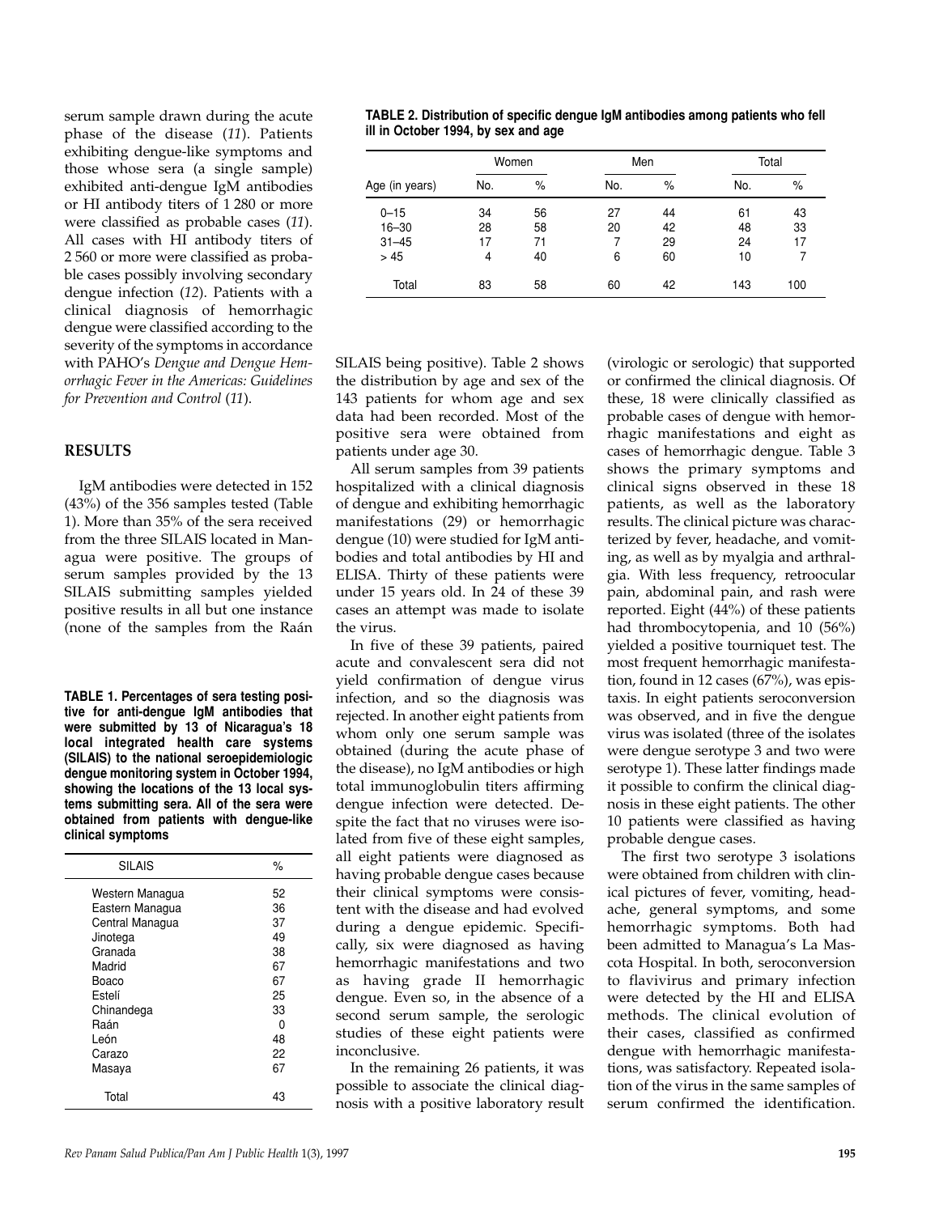serum sample drawn during the acute phase of the disease (*11*). Patients exhibiting dengue-like symptoms and those whose sera (a single sample) exhibited anti-dengue IgM antibodies or HI antibody titers of 1 280 or more were classified as probable cases (*11*). All cases with HI antibody titers of 2 560 or more were classified as probable cases possibly involving secondary dengue infection (*12*). Patients with a clinical diagnosis of hemorrhagic dengue were classified according to the severity of the symptoms in accordance with PAHO's *Dengue and Dengue Hemorrhagic Fever in the Americas: Guidelines for Prevention and Control* (*11*).

## RESULTS

IgM antibodies were detected in 152 (43%) of the 356 samples tested (Table 1). More than 35% of the sera received from the three SILAIS located in Managua were positive. The groups of serum samples provided by the 13 SILAIS submitting samples yielded positive results in all but one instance (none of the samples from the Raán SILAIS being positive). Table 2 shows the distribution by age and sex of the 143 patients for whom age and sex data had been recorded. Most of the positive sera were obtained from patients under age 30.

**TABLE 1. Percentages of sera testing positive for anti-dengue IgM antibodies that were submitted by 13 of Nicaragua's 18 local integrated health care systems (SILAIS) to the national seroepidemiologic dengue monitoring system in October 1994, showing the locations of the 13 local systems submitting sera. All of the sera were obtained from patients with dengue-like clinical symptoms**

| SILAIS | % |
|---|---|
| Western Managua | 52 |
| Eastern Managua | 36 |
| Central Managua | 37 |
| Jinotega | 49 |
| Granada | 38 |
| Madrid | 67 |
| Boaco | 67 |
| Estelí | 25 |
| Chinandega | 33 |
| Raán | 0 |
| León | 48 |
| Carazo | 22 |
| Masaya | 67 |
| Total | 43 |

**TABLE 2. Distribution of specific dengue IgM antibodies among patients who fell ill in October 1994, by sex and age**

| Age (in years) | Women | | Men | | Total | |
|---|---|---|---|---|---|---|
| | No. | % | No. | % | No. | % |
| 0–15 | 34 | 56 | 27 | 44 | 61 | 43 |
| 16–30 | 28 | 58 | 20 | 42 | 48 | 33 |
| 31–45 | 17 | 71 | 7 | 29 | 24 | 17 |
| > 45 | 4 | 40 | 6 | 60 | 10 | 7 |
| Total | 83 | 58 | 60 | 42 | 143 | 100 |

All serum samples from 39 patients hospitalized with a clinical diagnosis of dengue and exhibiting hemorrhagic manifestations (29) or hemorrhagic dengue (10) were studied for IgM antibodies and total antibodies by HI and ELISA. Thirty of these patients were under 15 years old. In 24 of these 39 cases an attempt was made to isolate the virus.

In five of these 39 patients, paired acute and convalescent sera did not yield confirmation of dengue virus infection, and so the diagnosis was rejected. In another eight patients from whom only one serum sample was obtained (during the acute phase of the disease), no IgM antibodies or high total immunoglobulin titers affirming dengue infection were detected. Despite the fact that no viruses were isolated from five of these eight samples, all eight patients were diagnosed as having probable dengue cases because their clinical symptoms were consistent with the disease and had evolved during a dengue epidemic. Specifically, six were diagnosed as having hemorrhagic manifestations and two as having grade II hemorrhagic dengue. Even so, in the absence of a second serum sample, the serologic studies of these eight patients were inconclusive.

In the remaining 26 patients, it was possible to associate the clinical diagnosis with a positive laboratory result (virologic or serologic) that supported or confirmed the clinical diagnosis. Of these, 18 were clinically classified as probable cases of dengue with hemorrhagic manifestations and eight as cases of hemorrhagic dengue. Table 3 shows the primary symptoms and clinical signs observed in these 18 patients, as well as the laboratory results. The clinical picture was characterized by fever, headache, and vomiting, as well as by myalgia and arthralgia. With less frequency, retroocular pain, abdominal pain, and rash were reported. Eight (44%) of these patients had thrombocytopenia, and 10 (56%) yielded a positive tourniquet test. The most frequent hemorrhagic manifestation, found in 12 cases (67%), was epistaxis. In eight patients seroconversion was observed, and in five the dengue virus was isolated (three of the isolates were dengue serotype 3 and two were serotype 1). These latter findings made it possible to confirm the clinical diagnosis in these eight patients. The other 10 patients were classified as having probable dengue cases.

The first two serotype 3 isolations were obtained from children with clinical pictures of fever, vomiting, headache, general symptoms, and some hemorrhagic symptoms. Both had been admitted to Managua's La Mascota Hospital. In both, seroconversion to flavivirus and primary infection were detected by the HI and ELISA methods. The clinical evolution of their cases, classified as confirmed dengue with hemorrhagic manifestations, was satisfactory. Repeated isolation of the virus in the same samples of serum confirmed the identification.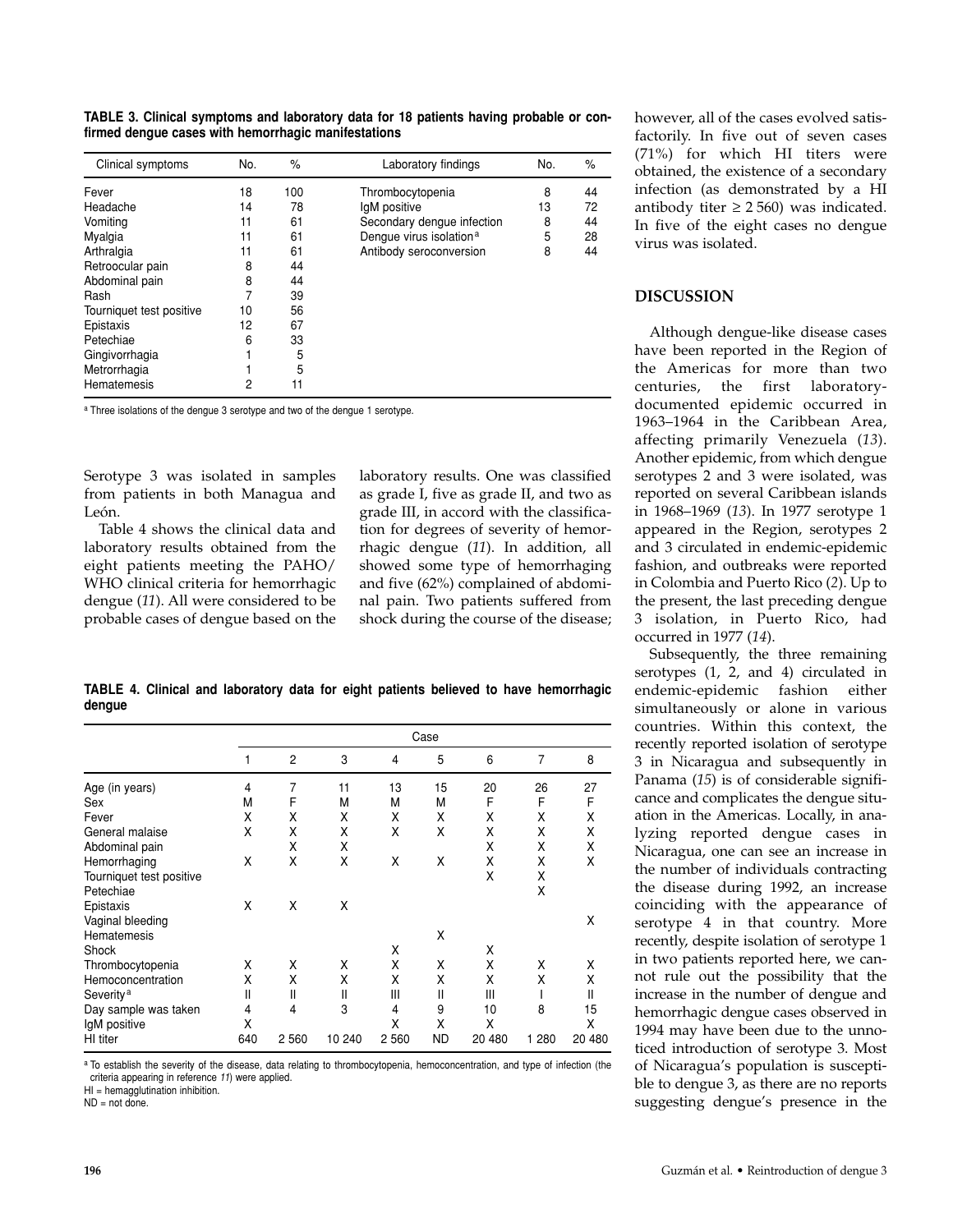**TABLE 3. Clinical symptoms and laboratory data for 18 patients having probable or confirmed dengue cases with hemorrhagic manifestations**

| Clinical symptoms | No. | % | Laboratory findings | No. | % |
|---|---|---|---|---|---|
| Fever | 18 | 100 | Thrombocytopenia | 8 | 44 |
| Headache | 14 | 78 | IgM positive | 13 | 72 |
| Vomiting | 11 | 61 | Secondary dengue infection | 8 | 44 |
| Myalgia | 11 | 61 | Dengue virus isolation[a] | 5 | 28 |
| Arthralgia | 11 | 61 | Antibody seroconversion | 8 | 44 |
| Retroocular pain | 8 | 44 | | | |
| Abdominal pain | 8 | 44 | | | |
| Rash | 7 | 39 | | | |
| Tourniquet test positive | 10 | 56 | | | |
| Epistaxis | 12 | 67 | | | |
| Petechiae | 6 | 33 | | | |
| Gingivorrhagia | 1 | 5 | | | |
| Metrorrhagia | 1 | 5 | | | |
| Hematemesis | 2 | 11 | | | |

[a] Three isolations of the dengue 3 serotype and two of the dengue 1 serotype.

Serotype 3 was isolated in samples from patients in both Managua and León.

Table 4 shows the clinical data and laboratory results obtained from the eight patients meeting the PAHO/WHO clinical criteria for hemorrhagic dengue (*11*). All were considered to be probable cases of dengue based on the laboratory results. One was classified as grade I, five as grade II, and two as grade III, in accord with the classification for degrees of severity of hemorrhagic dengue (*11*). In addition, all showed some type of hemorrhaging and five (62%) complained of abdominal pain. Two patients suffered from shock during the course of the disease; however, all of the cases evolved satisfactorily. In five out of seven cases (71%) for which HI titers were obtained, the existence of a secondary infection (as demonstrated by a HI antibody titer ≥ 2 560) was indicated. In five of the eight cases no dengue virus was isolated.

**TABLE 4. Clinical and laboratory data for eight patients believed to have hemorrhagic dengue**

| | Case | | | | | | | |
|---|---|---|---|---|---|---|---|---|
| | 1 | 2 | 3 | 4 | 5 | 6 | 7 | 8 |
| Age (in years) | 4 | 7 | 11 | 13 | 15 | 20 | 26 | 27 |
| Sex | M | F | M | M | M | F | F | F |
| Fever | X | X | X | X | X | X | X | X |
| General malaise | X | X | X | X | X | X | X | X |
| Abdominal pain | | X | X | | | X | X | X |
| Hemorrhaging | X | X | X | X | X | X | X | X |
| Tourniquet test positive | | | | | | X | X | |
| Petechiae | | | | | | | X | |
| Epistaxis | X | X | X | | | | | |
| Vaginal bleeding | | | | | | | | X |
| Hematemesis | | | | | X | | | |
| Shock | | | | X | | X | | |
| Thrombocytopenia | X | X | X | X | X | X | X | X |
| Hemoconcentration | X | X | X | X | X | X | X | X |
| Severity[a] | II | II | II | III | II | III | I | II |
| Day sample was taken | 4 | 4 | 3 | 4 | 9 | 10 | 8 | 15 |
| IgM positive | X | | | X | X | X | | X |
| HI titer | 640 | 2 560 | 10 240 | 2 560 | ND | 20 480 | 1 280 | 20 480 |

[a] To establish the severity of the disease, data relating to thrombocytopenia, hemoconcentration, and type of infection (the criteria appearing in reference *11*) were applied.

HI = hemagglutination inhibition.

ND = not done.

## DISCUSSION

Although dengue-like disease cases have been reported in the Region of the Americas for more than two centuries, the first laboratory-documented epidemic occurred in 1963–1964 in the Caribbean Area, affecting primarily Venezuela (*13*). Another epidemic, from which dengue serotypes 2 and 3 were isolated, was reported on several Caribbean islands in 1968–1969 (*13*). In 1977 serotype 1 appeared in the Region, serotypes 2 and 3 circulated in endemic-epidemic fashion, and outbreaks were reported in Colombia and Puerto Rico (*2*). Up to the present, the last preceding dengue 3 isolation, in Puerto Rico, had occurred in 1977 (*14*).

Subsequently, the three remaining serotypes (1, 2, and 4) circulated in endemic-epidemic fashion either simultaneously or alone in various countries. Within this context, the recently reported isolation of serotype 3 in Nicaragua and subsequently in Panama (*15*) is of considerable significance and complicates the dengue situation in the Americas. Locally, in analyzing reported dengue cases in Nicaragua, one can see an increase in the number of individuals contracting the disease during 1992, an increase coinciding with the appearance of serotype 4 in that country. More recently, despite isolation of serotype 1 in two patients reported here, we cannot rule out the possibility that the increase in the number of dengue and hemorrhagic dengue cases observed in 1994 may have been due to the unnoticed introduction of serotype 3. Most of Nicaragua's population is susceptible to dengue 3, as there are no reports suggesting dengue's presence in the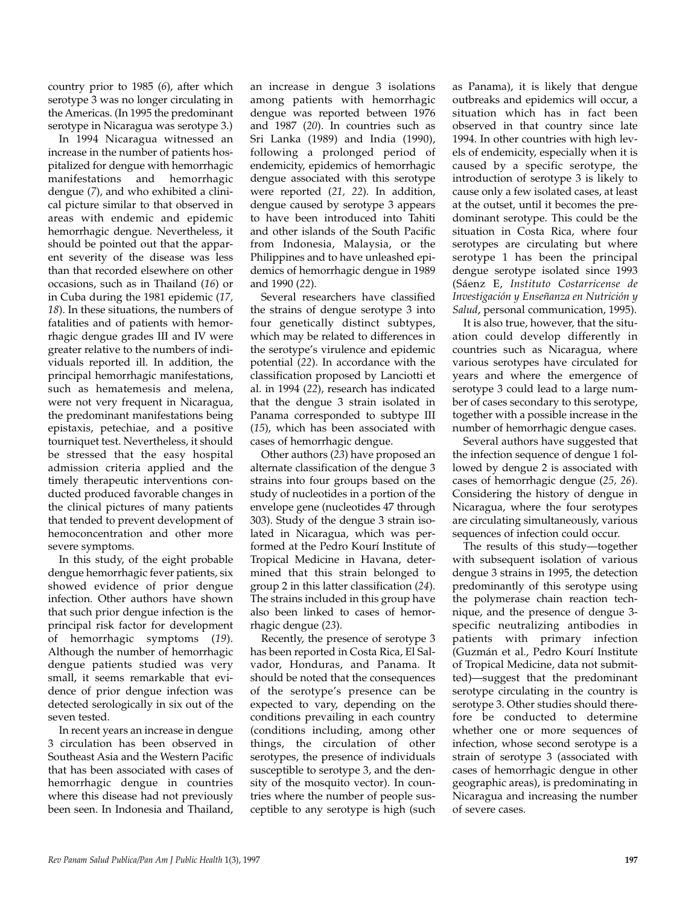country prior to 1985 (*6*), after which serotype 3 was no longer circulating in the Americas. (In 1995 the predominant serotype in Nicaragua was serotype 3.)

In 1994 Nicaragua witnessed an increase in the number of patients hospitalized for dengue with hemorrhagic manifestations and hemorrhagic dengue (*7*), and who exhibited a clinical picture similar to that observed in areas with endemic and epidemic hemorrhagic dengue. Nevertheless, it should be pointed out that the apparent severity of the disease was less than that recorded elsewhere on other occasions, such as in Thailand (*16*) or in Cuba during the 1981 epidemic (*17, 18*). In these situations, the numbers of fatalities and of patients with hemorrhagic dengue grades III and IV were greater relative to the numbers of individuals reported ill. In addition, the principal hemorrhagic manifestations, such as hematemesis and melena, were not very frequent in Nicaragua, the predominant manifestations being epistaxis, petechiae, and a positive tourniquet test. Nevertheless, it should be stressed that the easy hospital admission criteria applied and the timely therapeutic interventions conducted produced favorable changes in the clinical pictures of many patients that tended to prevent development of hemoconcentration and other more severe symptoms.

In this study, of the eight probable dengue hemorrhagic fever patients, six showed evidence of prior dengue infection. Other authors have shown that such prior dengue infection is the principal risk factor for development of hemorrhagic symptoms (*19*). Although the number of hemorrhagic dengue patients studied was very small, it seems remarkable that evidence of prior dengue infection was detected serologically in six out of the seven tested.

In recent years an increase in dengue 3 circulation has been observed in Southeast Asia and the Western Pacific that has been associated with cases of hemorrhagic dengue in countries where this disease had not previously been seen. In Indonesia and Thailand, an increase in dengue 3 isolations among patients with hemorrhagic dengue was reported between 1976 and 1987 (*20*). In countries such as Sri Lanka (1989) and India (1990), following a prolonged period of endemicity, epidemics of hemorrhagic dengue associated with this serotype were reported (*21, 22*). In addition, dengue caused by serotype 3 appears to have been introduced into Tahiti and other islands of the South Pacific from Indonesia, Malaysia, or the Philippines and to have unleashed epidemics of hemorrhagic dengue in 1989 and 1990 (*22*).

Several researchers have classified the strains of dengue serotype 3 into four genetically distinct subtypes, which may be related to differences in the serotype's virulence and epidemic potential (*22*). In accordance with the classification proposed by Lanciotti et al. in 1994 (*22*), research has indicated that the dengue 3 strain isolated in Panama corresponded to subtype III (*15*), which has been associated with cases of hemorrhagic dengue.

Other authors (*23*) have proposed an alternate classification of the dengue 3 strains into four groups based on the study of nucleotides in a portion of the envelope gene (nucleotides 47 through 303). Study of the dengue 3 strain isolated in Nicaragua, which was performed at the Pedro Kourí Institute of Tropical Medicine in Havana, determined that this strain belonged to group 2 in this latter classification (*24*). The strains included in this group have also been linked to cases of hemorrhagic dengue (*23*).

Recently, the presence of serotype 3 has been reported in Costa Rica, El Salvador, Honduras, and Panama. It should be noted that the consequences of the serotype's presence can be expected to vary, depending on the conditions prevailing in each country (conditions including, among other things, the circulation of other serotypes, the presence of individuals susceptible to serotype 3, and the density of the mosquito vector). In countries where the number of people susceptible to any serotype is high (such as Panama), it is likely that dengue outbreaks and epidemics will occur, a situation which has in fact been observed in that country since late 1994. In other countries with high levels of endemicity, especially when it is caused by a specific serotype, the introduction of serotype 3 is likely to cause only a few isolated cases, at least at the outset, until it becomes the predominant serotype. This could be the situation in Costa Rica, where four serotypes are circulating but where serotype 1 has been the principal dengue serotype isolated since 1993 (Sáenz E, *Instituto Costarricense de Investigación y Enseñanza en Nutrición y Salud*, personal communication, 1995).

It is also true, however, that the situation could develop differently in countries such as Nicaragua, where various serotypes have circulated for years and where the emergence of serotype 3 could lead to a large number of cases secondary to this serotype, together with a possible increase in the number of hemorrhagic dengue cases.

Several authors have suggested that the infection sequence of dengue 1 followed by dengue 2 is associated with cases of hemorrhagic dengue (*25, 26*). Considering the history of dengue in Nicaragua, where the four serotypes are circulating simultaneously, various sequences of infection could occur.

The results of this study—together with subsequent isolation of various dengue 3 strains in 1995, the detection predominantly of this serotype using the polymerase chain reaction technique, and the presence of dengue 3-specific neutralizing antibodies in patients with primary infection (Guzmán et al., Pedro Kourí Institute of Tropical Medicine, data not submitted)—suggest that the predominant serotype circulating in the country is serotype 3. Other studies should therefore be conducted to determine whether one or more sequences of infection, whose second serotype is a strain of serotype 3 (associated with cases of hemorrhagic dengue in other geographic areas), is predominating in Nicaragua and increasing the number of severe cases.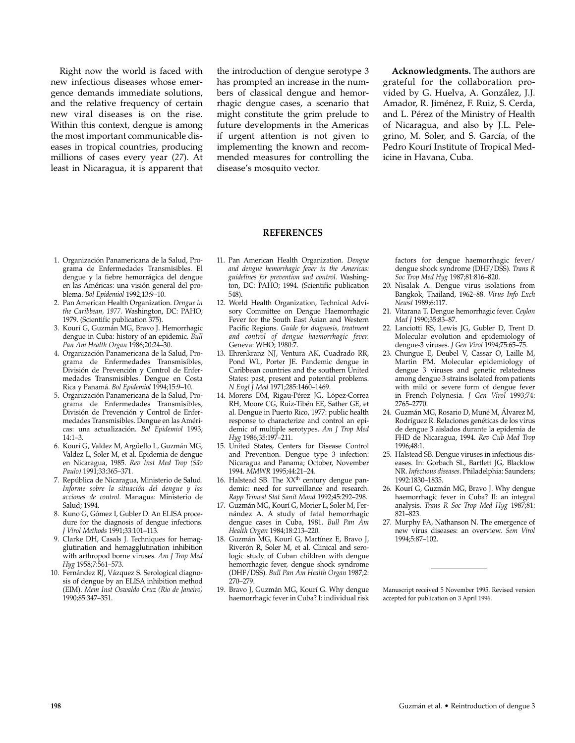Right now the world is faced with new infectious diseases whose emergence demands immediate solutions, and the relative frequency of certain new viral diseases is on the rise. Within this context, dengue is among the most important communicable diseases in tropical countries, producing millions of cases every year (*27*). At least in Nicaragua, it is apparent that the introduction of dengue serotype 3 has prompted an increase in the numbers of classical dengue and hemorrhagic dengue cases, a scenario that might constitute the grim prelude to future developments in the Americas if urgent attention is not given to implementing the known and recommended measures for controlling the disease's mosquito vector.

**Acknowledgments.** The authors are grateful for the collaboration provided by G. Huelva, A. González, J.J. Amador, R. Jiménez, F. Ruiz, S. Cerda, and L. Pérez of the Ministry of Health of Nicaragua, and also by J.L. Pelegrino, M. Soler, and S. García, of the Pedro Kourí Institute of Tropical Medicine in Havana, Cuba.

## REFERENCES

1. Organización Panamericana de la Salud, Programa de Enfermedades Transmisibles. El dengue y la fiebre hemorrágica del dengue en las Américas: una visión general del problema. *Bol Epidemiol* 1992;13:9–10.
2. Pan American Health Organization. *Dengue in the Caribbean, 1977.* Washington, DC: PAHO; 1979. (Scientific publication 375).
3. Kourí G, Guzmán MG, Bravo J. Hemorrhagic dengue in Cuba: history of an epidemic. *Bull Pan Am Health Organ* 1986;20:24–30.
4. Organización Panamericana de la Salud, Programa de Enfermedades Transmisibles, División de Prevención y Control de Enfermedades Transmisibles. Dengue en Costa Rica y Panamá. *Bol Epidemiol* 1994;15:9–10.
5. Organización Panamericana de la Salud, Programa de Enfermedades Transmisibles, División de Prevención y Control de Enfermedades Transmisibles. Dengue en las Américas: una actualización. *Bol Epidemiol* 1993; 14:1–3.
6. Kourí G, Valdez M, Argüello L, Guzmán MG, Valdez L, Soler M, et al. Epidemia de dengue en Nicaragua, 1985. *Rev Inst Med Trop (São Paulo)* 1991;33:365–371.
7. República de Nicaragua, Ministerio de Salud. *Informe sobre la situación del dengue y las acciones de control.* Managua: Ministerio de Salud; 1994.
8. Kuno G, Gómez I, Gubler D. An ELISA procedure for the diagnosis of dengue infections. *J Virol Methods* 1991;33:101–113.
9. Clarke DH, Casals J. Techniques for hemagglutination and hemagglutination inhibition with arthropod borne viruses. *Am J Trop Med Hyg* 1958;7:561–573.
10. Fernández RJ, Vázquez S. Serological diagnosis of dengue by an ELISA inhibition method (EIM). *Mem Inst Oswaldo Cruz (Rio de Janeiro)* 1990;85:347–351.
11. Pan American Health Organization. *Dengue and dengue hemorrhagic fever in the Americas: guidelines for prevention and control.* Washington, DC: PAHO; 1994. (Scientific publication 548).
12. World Health Organization, Technical Advisory Committee on Dengue Haemorrhagic Fever for the South East Asian and Western Pacific Regions. *Guide for diagnosis, treatment and control of dengue haemorrhagic fever.* Geneva: WHO; 1980:7.
13. Ehrenkranz NJ, Ventura AK, Cuadrado RR, Pond WL, Porter JE. Pandemic dengue in Caribbean countries and the southern United States: past, present and potential problems. *N Engl J Med* 1971;285:1460–1469.
14. Morens DM, Rigau-Pérez JG, López-Correa RH, Moore CG, Ruiz-Tibén EE, Sather GE, et al. Dengue in Puerto Rico, 1977: public health response to characterize and control an epidemic of multiple serotypes. *Am J Trop Med Hyg* 1986;35:197–211.
15. United States, Centers for Disease Control and Prevention. Dengue type 3 infection: Nicaragua and Panama; October, November 1994. *MMWR* 1995;44:21–24.
16. Halstead SB. The XX$^{th}$ century dengue pandemic: need for surveillance and research. *Rapp Trimest Stat Sanit Mond* 1992;45:292–298.
17. Guzmán MG, Kourí G, Morier L, Soler M, Fernández A. A study of fatal hemorrhagic dengue cases in Cuba, 1981. *Bull Pan Am Health Organ* 1984;18:213–220.
18. Guzmán MG, Kourí G, Martínez E, Bravo J, Riverón R, Soler M, et al. Clinical and serologic study of Cuban children with dengue hemorrhagic fever, dengue shock syndrome (DHF/DSS). *Bull Pan Am Health Organ* 1987;2: 270–279.
19. Bravo J, Guzmán MG, Kourí G. Why dengue haemorrhagic fever in Cuba? I: individual risk factors for dengue haemorrhagic fever/dengue shock syndrome (DHF/DSS). *Trans R Soc Trop Med Hyg* 1987;81:816–820.
20. Nisalak A. Dengue virus isolations from Bangkok, Thailand, 1962–88. *Virus Info Exch Newsl* 1989;6:117.
21. Vitarana T. Dengue hemorrhagic fever. *Ceylon Med J* 1990;35:83–87.
22. Lanciotti RS, Lewis JG, Gubler D, Trent D. Molecular evolution and epidemiology of dengue-3 viruses. *J Gen Virol* 1994;75:65–75.
23. Chungue E, Deubel V, Cassar O, Laille M, Martin PM. Molecular epidemiology of dengue 3 viruses and genetic relatedness among dengue 3 strains isolated from patients with mild or severe form of dengue fever in French Polynesia. *J Gen Virol* 1993;74: 2765–2770.
24. Guzmán MG, Rosario D, Muné M, Álvarez M, Rodríguez R. Relaciones genéticas de los virus de dengue 3 aislados durante la epidemia de FHD de Nicaragua, 1994. *Rev Cub Med Trop* 1996;48:1.
25. Halstead SB. Dengue viruses in infectious diseases. In: Gorbach SL, Bartlett JG, Blacklow NR. *Infectious diseases.* Philadelphia: Saunders; 1992:1830–1835.
26. Kourí G, Guzmán MG, Bravo J. Why dengue haemorrhagic fever in Cuba? II: an integral analysis. *Trans R Soc Trop Med Hyg* 1987;81: 821–823.
27. Murphy FA, Nathanson N. The emergence of new virus diseases: an overview. *Sem Virol* 1994;5:87–102.

---

Manuscript received 5 November 1995. Revised version accepted for publication on 3 April 1996.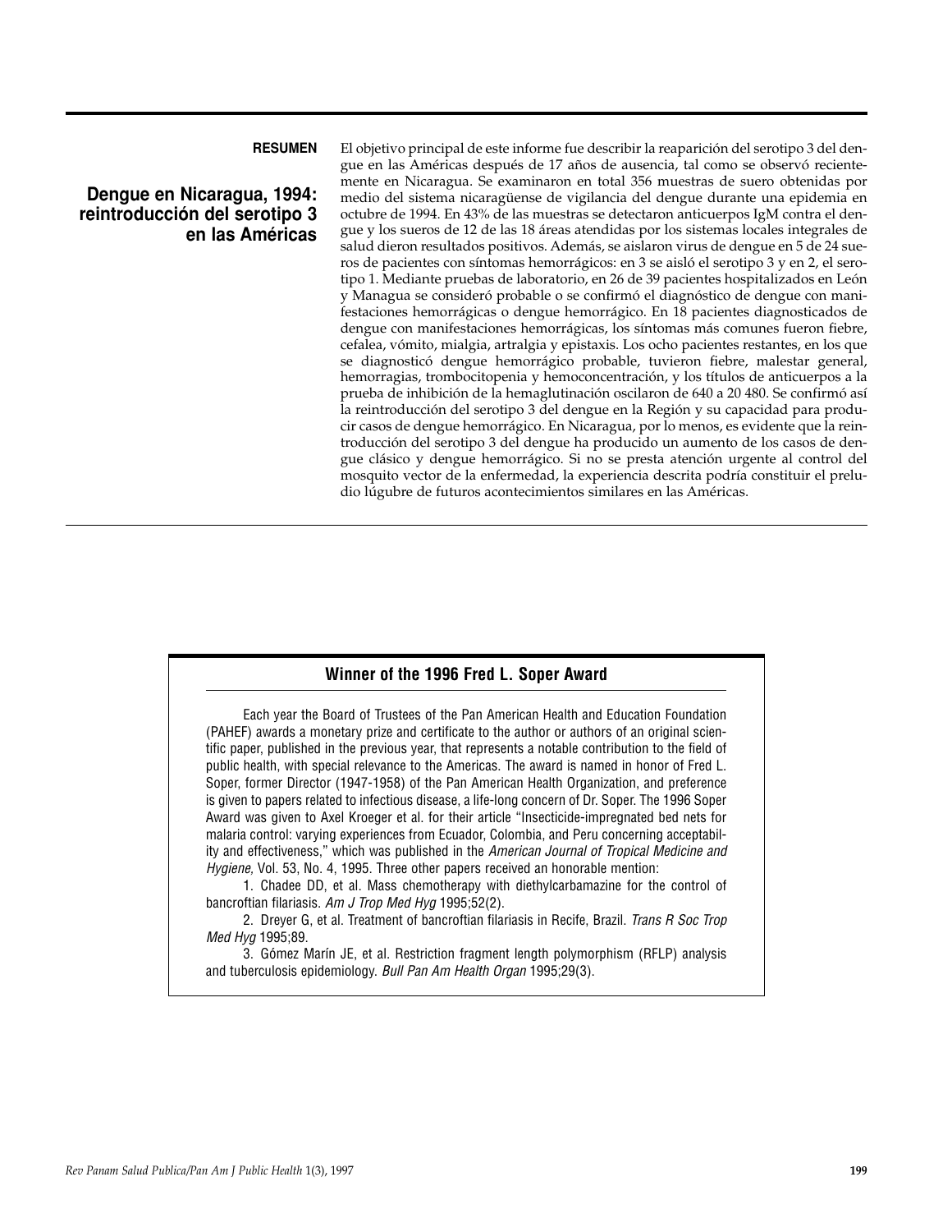**RESUMEN**

## Dengue en Nicaragua, 1994: reintroducción del serotipo 3 en las Américas

El objetivo principal de este informe fue describir la reaparición del serotipo 3 del dengue en las Américas después de 17 años de ausencia, tal como se observó recientemente en Nicaragua. Se examinaron en total 356 muestras de suero obtenidas por medio del sistema nicaragüense de vigilancia del dengue durante una epidemia en octubre de 1994. En 43% de las muestras se detectaron anticuerpos IgM contra el dengue y los sueros de 12 de las 18 áreas atendidas por los sistemas locales integrales de salud dieron resultados positivos. Además, se aislaron virus de dengue en 5 de 24 sueros de pacientes con síntomas hemorrágicos: en 3 se aisló el serotipo 3 y en 2, el serotipo 1. Mediante pruebas de laboratorio, en 26 de 39 pacientes hospitalizados en León y Managua se consideró probable o se confirmó el diagnóstico de dengue con manifestaciones hemorrágicas o dengue hemorrágico. En 18 pacientes diagnosticados de dengue con manifestaciones hemorrágicas, los síntomas más comunes fueron fiebre, cefalea, vómito, mialgia, artralgia y epistaxis. Los ocho pacientes restantes, en los que se diagnosticó dengue hemorrágico probable, tuvieron fiebre, malestar general, hemorragias, trombocitopenia y hemoconcentración, y los títulos de anticuerpos a la prueba de inhibición de la hemaglutinación oscilaron de 640 a 20 480. Se confirmó así la reintroducción del serotipo 3 del dengue en la Región y su capacidad para producir casos de dengue hemorrágico. En Nicaragua, por lo menos, es evidente que la reintroducción del serotipo 3 del dengue ha producido un aumento de los casos de dengue clásico y dengue hemorrágico. Si no se presta atención urgente al control del mosquito vector de la enfermedad, la experiencia descrita podría constituir el preludio lúgubre de futuros acontecimientos similares en las Américas.

---

### Winner of the 1996 Fred L. Soper Award

Each year the Board of Trustees of the Pan American Health and Education Foundation (PAHEF) awards a monetary prize and certificate to the author or authors of an original scientific paper, published in the previous year, that represents a notable contribution to the field of public health, with special relevance to the Americas. The award is named in honor of Fred L. Soper, former Director (1947-1958) of the Pan American Health Organization, and preference is given to papers related to infectious disease, a life-long concern of Dr. Soper. The 1996 Soper Award was given to Axel Kroeger et al. for their article "Insecticide-impregnated bed nets for malaria control: varying experiences from Ecuador, Colombia, and Peru concerning acceptability and effectiveness," which was published in the *American Journal of Tropical Medicine and Hygiene*, Vol. 53, No. 4, 1995. Three other papers received an honorable mention:

1. Chadee DD, et al. Mass chemotherapy with diethylcarbamazine for the control of bancroftian filariasis. *Am J Trop Med Hyg* 1995;52(2).
2. Dreyer G, et al. Treatment of bancroftian filariasis in Recife, Brazil. *Trans R Soc Trop Med Hyg* 1995;89.
3. Gómez Marín JE, et al. Restriction fragment length polymorphism (RFLP) analysis and tuberculosis epidemiology. *Bull Pan Am Health Organ* 1995;29(3).